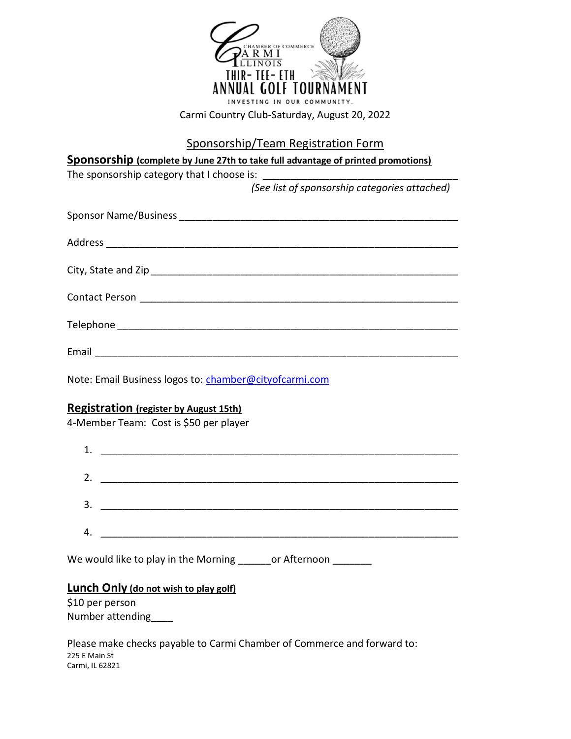CHAMBER OF COMMERCE
CARMI
ILLINOIS
THIR- TEE- ETH
ANNUAL GOLF TOURNAMENT
INVESTING IN OUR COMMUNITY.

Carmi Country Club-Saturday, August 20, 2022

## Sponsorship/Team Registration Form

**Sponsorship (complete by June 27th to take full advantage of printed promotions)**

The sponsorship category that I choose is: ___________________________________

*(See list of sponsorship categories attached)*

Sponsor Name/Business __________________________________________________

Address _______________________________________________________________

City, State and Zip ______________________________________________________

Contact Person _________________________________________________________

Telephone _____________________________________________________________

Email _________________________________________________________________

Note: Email Business logos to: chamber@cityofcarmi.com

**Registration (register by August 15th)**

4-Member Team: Cost is $50 per player

1. ______________________________________________________________
2. ______________________________________________________________
3. ______________________________________________________________
4. ______________________________________________________________

We would like to play in the Morning ______or Afternoon _______

**Lunch Only (do not wish to play golf)**

$10 per person

Number attending____

Please make checks payable to Carmi Chamber of Commerce and forward to:

225 E Main St
Carmi, IL 62821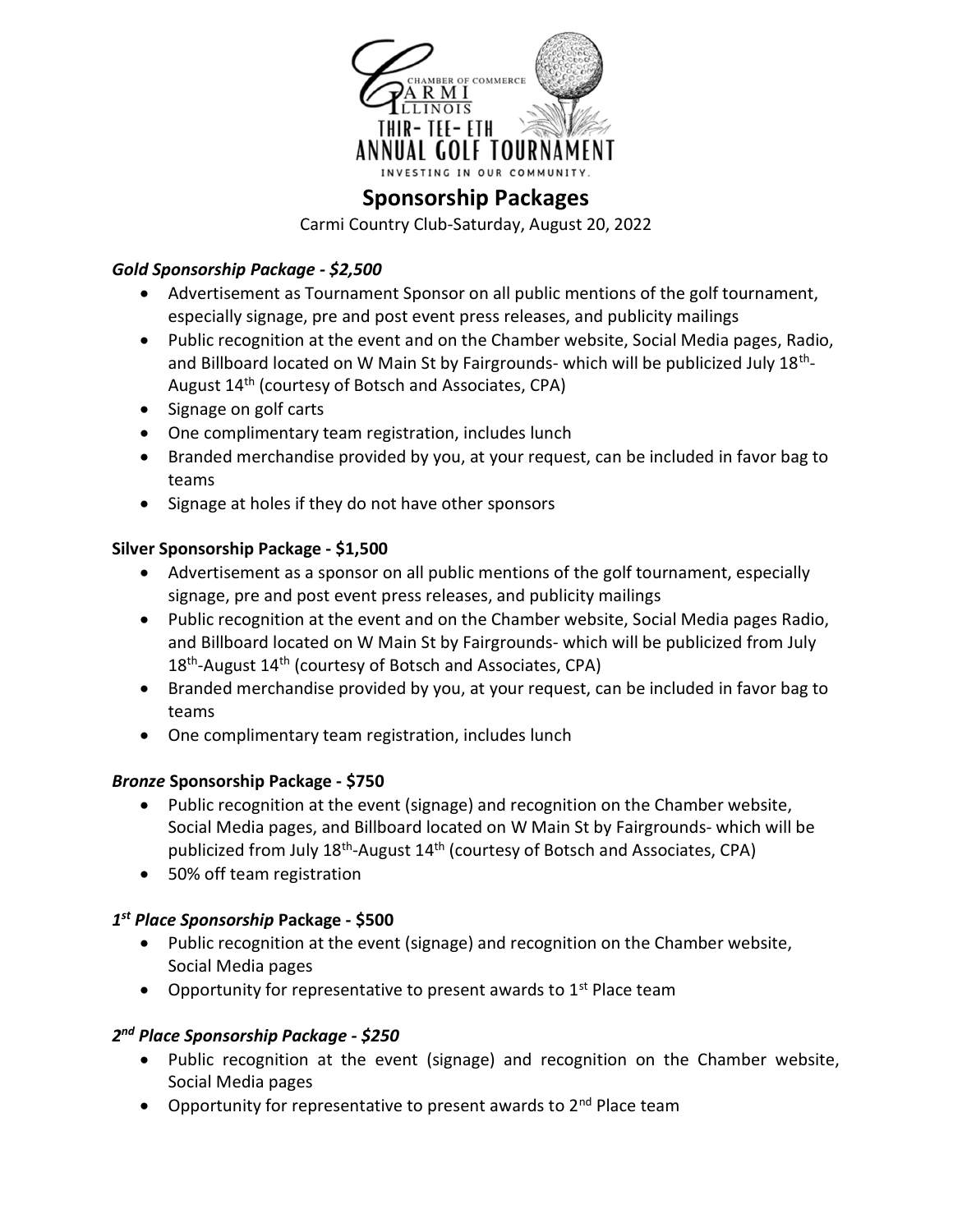CHAMBER OF COMMERCE
CARMI ILLINOIS
THIR- TEE- ETH
ANNUAL GOLF TOURNAMENT
INVESTING IN OUR COMMUNITY.

## Sponsorship Packages

Carmi Country Club-Saturday, August 20, 2022

### *Gold Sponsorship Package - $2,500*

- Advertisement as Tournament Sponsor on all public mentions of the golf tournament, especially signage, pre and post event press releases, and publicity mailings
- Public recognition at the event and on the Chamber website, Social Media pages, Radio, and Billboard located on W Main St by Fairgrounds- which will be publicized July 18th-August 14th (courtesy of Botsch and Associates, CPA)
- Signage on golf carts
- One complimentary team registration, includes lunch
- Branded merchandise provided by you, at your request, can be included in favor bag to teams
- Signage at holes if they do not have other sponsors

### **Silver Sponsorship Package - $1,500**

- Advertisement as a sponsor on all public mentions of the golf tournament, especially signage, pre and post event press releases, and publicity mailings
- Public recognition at the event and on the Chamber website, Social Media pages Radio, and Billboard located on W Main St by Fairgrounds- which will be publicized from July 18th-August 14th (courtesy of Botsch and Associates, CPA)
- Branded merchandise provided by you, at your request, can be included in favor bag to teams
- One complimentary team registration, includes lunch

### ***Bronze* Sponsorship Package - $750**

- Public recognition at the event (signage) and recognition on the Chamber website, Social Media pages, and Billboard located on W Main St by Fairgrounds- which will be publicized from July 18th-August 14th (courtesy of Botsch and Associates, CPA)
- 50% off team registration

### ***1st Place Sponsorship* Package - $500**

- Public recognition at the event (signage) and recognition on the Chamber website, Social Media pages
- Opportunity for representative to present awards to 1st Place team

### *2nd Place Sponsorship Package - $250*

- Public recognition at the event (signage) and recognition on the Chamber website, Social Media pages
- Opportunity for representative to present awards to 2nd Place team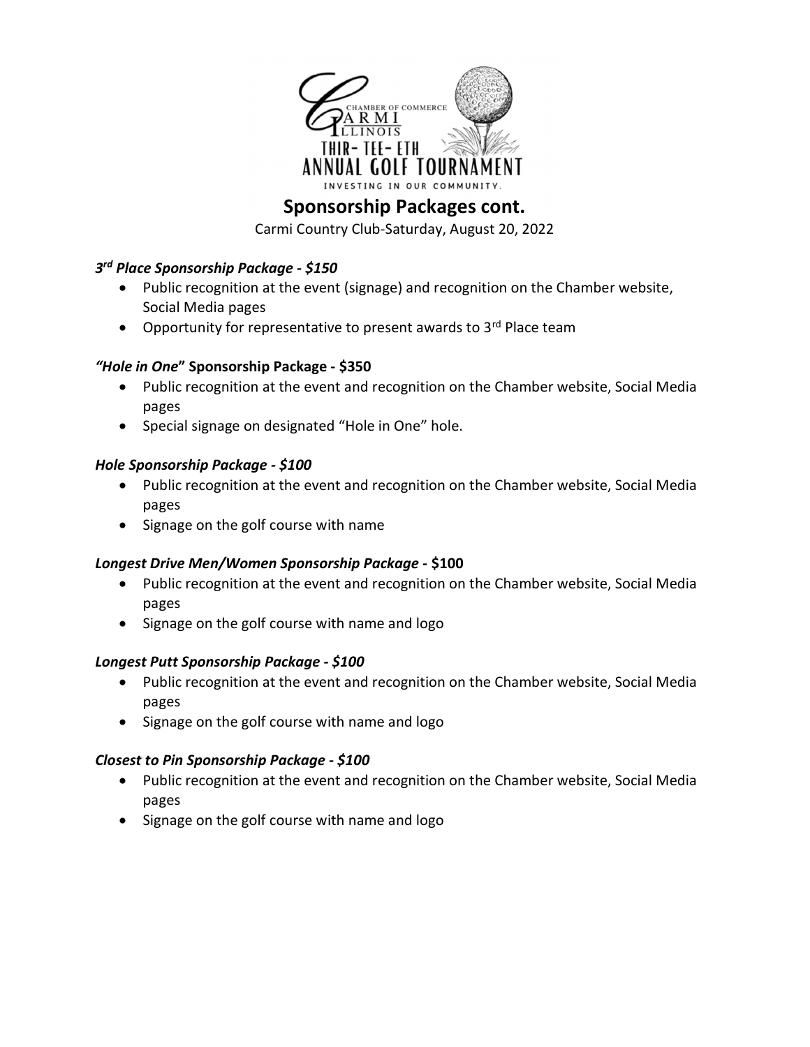CHAMBER OF COMMERCE
CARMI ILLINOIS
THIR- TEE- ETH
ANNUAL GOLF TOURNAMENT
INVESTING IN OUR COMMUNITY.

## Sponsorship Packages cont.

Carmi Country Club-Saturday, August 20, 2022

***3rd Place Sponsorship Package - $150***

- Public recognition at the event (signage) and recognition on the Chamber website, Social Media pages
- Opportunity for representative to present awards to 3rd Place team

***"Hole in One"* Sponsorship Package - $350**

- Public recognition at the event and recognition on the Chamber website, Social Media pages
- Special signage on designated "Hole in One" hole.

***Hole Sponsorship Package - $100***

- Public recognition at the event and recognition on the Chamber website, Social Media pages
- Signage on the golf course with name

***Longest Drive Men/Women Sponsorship Package -* $100**

- Public recognition at the event and recognition on the Chamber website, Social Media pages
- Signage on the golf course with name and logo

***Longest Putt Sponsorship Package - $100***

- Public recognition at the event and recognition on the Chamber website, Social Media pages
- Signage on the golf course with name and logo

***Closest to Pin Sponsorship Package - $100***

- Public recognition at the event and recognition on the Chamber website, Social Media pages
- Signage on the golf course with name and logo